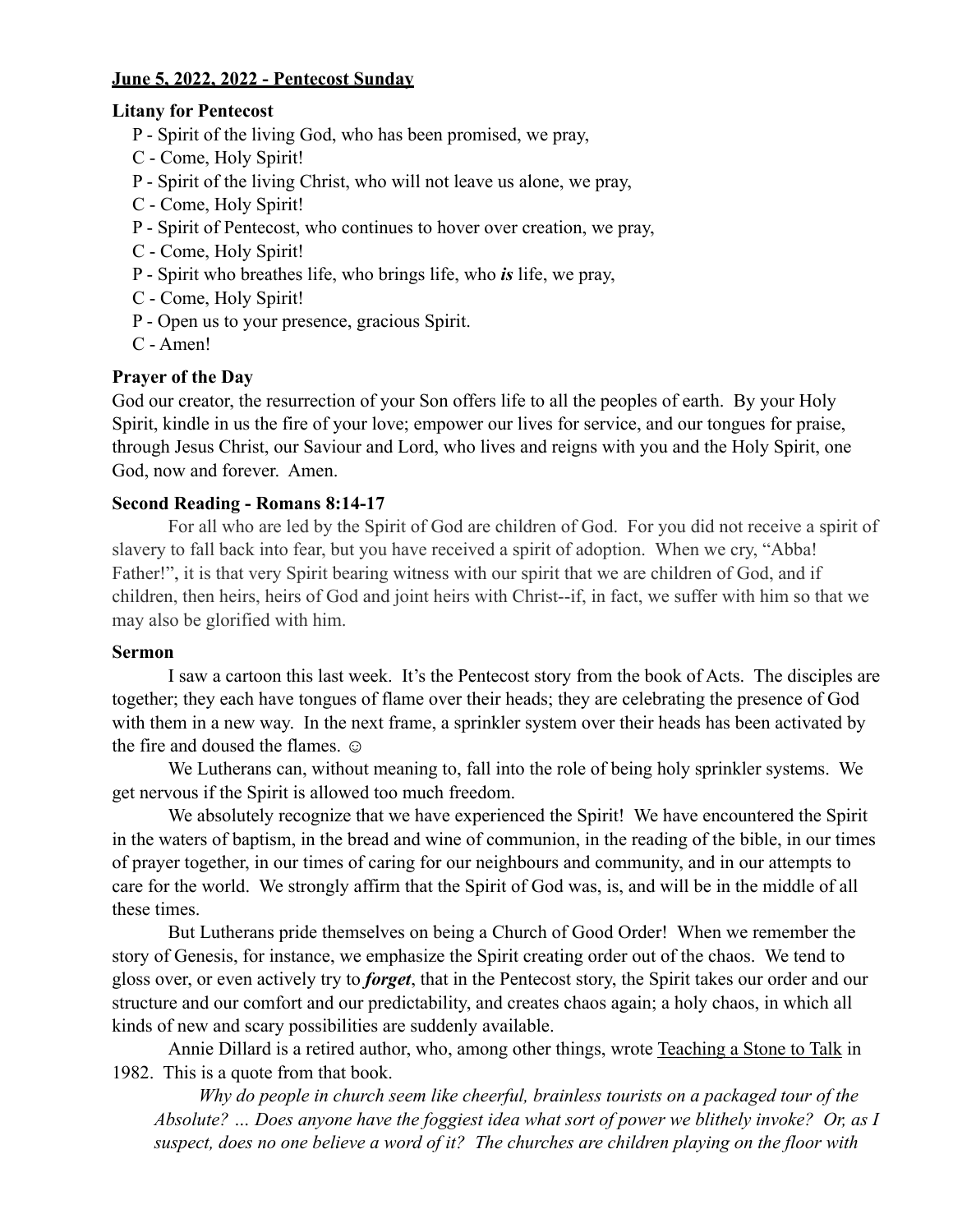**June 5, 2022, 2022 - Pentecost Sunday**

**Litany for Pentecost**

P - Spirit of the living God, who has been promised, we pray,
C - Come, Holy Spirit!
P - Spirit of the living Christ, who will not leave us alone, we pray,
C - Come, Holy Spirit!
P - Spirit of Pentecost, who continues to hover over creation, we pray,
C - Come, Holy Spirit!
P - Spirit who breathes life, who brings life, who ***is*** life, we pray,
C - Come, Holy Spirit!
P - Open us to your presence, gracious Spirit.
C - Amen!

**Prayer of the Day**

God our creator, the resurrection of your Son offers life to all the peoples of earth. By your Holy Spirit, kindle in us the fire of your love; empower our lives for service, and our tongues for praise, through Jesus Christ, our Saviour and Lord, who lives and reigns with you and the Holy Spirit, one God, now and forever. Amen.

**Second Reading - Romans 8:14-17**

For all who are led by the Spirit of God are children of God. For you did not receive a spirit of slavery to fall back into fear, but you have received a spirit of adoption. When we cry, "Abba! Father!", it is that very Spirit bearing witness with our spirit that we are children of God, and if children, then heirs, heirs of God and joint heirs with Christ--if, in fact, we suffer with him so that we may also be glorified with him.

**Sermon**

I saw a cartoon this last week. It's the Pentecost story from the book of Acts. The disciples are together; they each have tongues of flame over their heads; they are celebrating the presence of God with them in a new way. In the next frame, a sprinkler system over their heads has been activated by the fire and doused the flames. ☺

We Lutherans can, without meaning to, fall into the role of being holy sprinkler systems. We get nervous if the Spirit is allowed too much freedom.

We absolutely recognize that we have experienced the Spirit! We have encountered the Spirit in the waters of baptism, in the bread and wine of communion, in the reading of the bible, in our times of prayer together, in our times of caring for our neighbours and community, and in our attempts to care for the world. We strongly affirm that the Spirit of God was, is, and will be in the middle of all these times.

But Lutherans pride themselves on being a Church of Good Order! When we remember the story of Genesis, for instance, we emphasize the Spirit creating order out of the chaos. We tend to gloss over, or even actively try to ***forget***, that in the Pentecost story, the Spirit takes our order and our structure and our comfort and our predictability, and creates chaos again; a holy chaos, in which all kinds of new and scary possibilities are suddenly available.

Annie Dillard is a retired author, who, among other things, wrote Teaching a Stone to Talk in 1982. This is a quote from that book.

> *Why do people in church seem like cheerful, brainless tourists on a packaged tour of the Absolute? … Does anyone have the foggiest idea what sort of power we blithely invoke? Or, as I suspect, does no one believe a word of it? The churches are children playing on the floor with*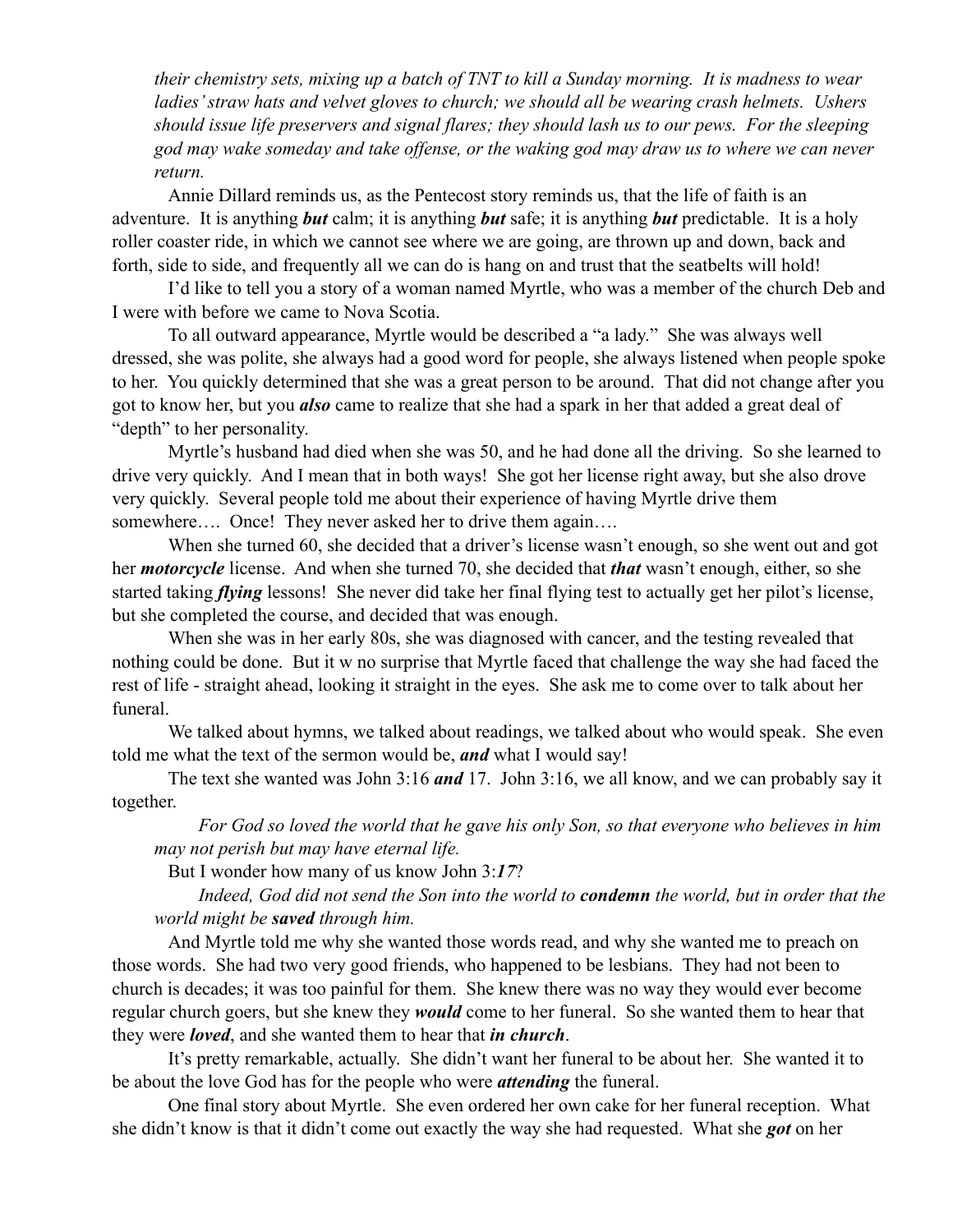*their chemistry sets, mixing up a batch of TNT to kill a Sunday morning. It is madness to wear ladies' straw hats and velvet gloves to church; we should all be wearing crash helmets. Ushers should issue life preservers and signal flares; they should lash us to our pews. For the sleeping god may wake someday and take offense, or the waking god may draw us to where we can never return.*

Annie Dillard reminds us, as the Pentecost story reminds us, that the life of faith is an adventure. It is anything ***but*** calm; it is anything ***but*** safe; it is anything ***but*** predictable. It is a holy roller coaster ride, in which we cannot see where we are going, are thrown up and down, back and forth, side to side, and frequently all we can do is hang on and trust that the seatbelts will hold!

I'd like to tell you a story of a woman named Myrtle, who was a member of the church Deb and I were with before we came to Nova Scotia.

To all outward appearance, Myrtle would be described a "a lady." She was always well dressed, she was polite, she always had a good word for people, she always listened when people spoke to her. You quickly determined that she was a great person to be around. That did not change after you got to know her, but you ***also*** came to realize that she had a spark in her that added a great deal of "depth" to her personality.

Myrtle's husband had died when she was 50, and he had done all the driving. So she learned to drive very quickly. And I mean that in both ways! She got her license right away, but she also drove very quickly. Several people told me about their experience of having Myrtle drive them somewhere…. Once! They never asked her to drive them again….

When she turned 60, she decided that a driver's license wasn't enough, so she went out and got her ***motorcycle*** license. And when she turned 70, she decided that ***that*** wasn't enough, either, so she started taking ***flying*** lessons! She never did take her final flying test to actually get her pilot's license, but she completed the course, and decided that was enough.

When she was in her early 80s, she was diagnosed with cancer, and the testing revealed that nothing could be done. But it w no surprise that Myrtle faced that challenge the way she had faced the rest of life - straight ahead, looking it straight in the eyes. She ask me to come over to talk about her funeral.

We talked about hymns, we talked about readings, we talked about who would speak. She even told me what the text of the sermon would be, ***and*** what I would say!

The text she wanted was John 3:16 ***and*** 17. John 3:16, we all know, and we can probably say it together.

*For God so loved the world that he gave his only Son, so that everyone who believes in him may not perish but may have eternal life.*

But I wonder how many of us know John 3:***17***?

*Indeed, God did not send the Son into the world to **condemn** the world, but in order that the world might be **saved** through him.*

And Myrtle told me why she wanted those words read, and why she wanted me to preach on those words. She had two very good friends, who happened to be lesbians. They had not been to church is decades; it was too painful for them. She knew there was no way they would ever become regular church goers, but she knew they ***would*** come to her funeral. So she wanted them to hear that they were ***loved***, and she wanted them to hear that ***in church***.

It's pretty remarkable, actually. She didn't want her funeral to be about her. She wanted it to be about the love God has for the people who were ***attending*** the funeral.

One final story about Myrtle. She even ordered her own cake for her funeral reception. What she didn't know is that it didn't come out exactly the way she had requested. What she ***got*** on her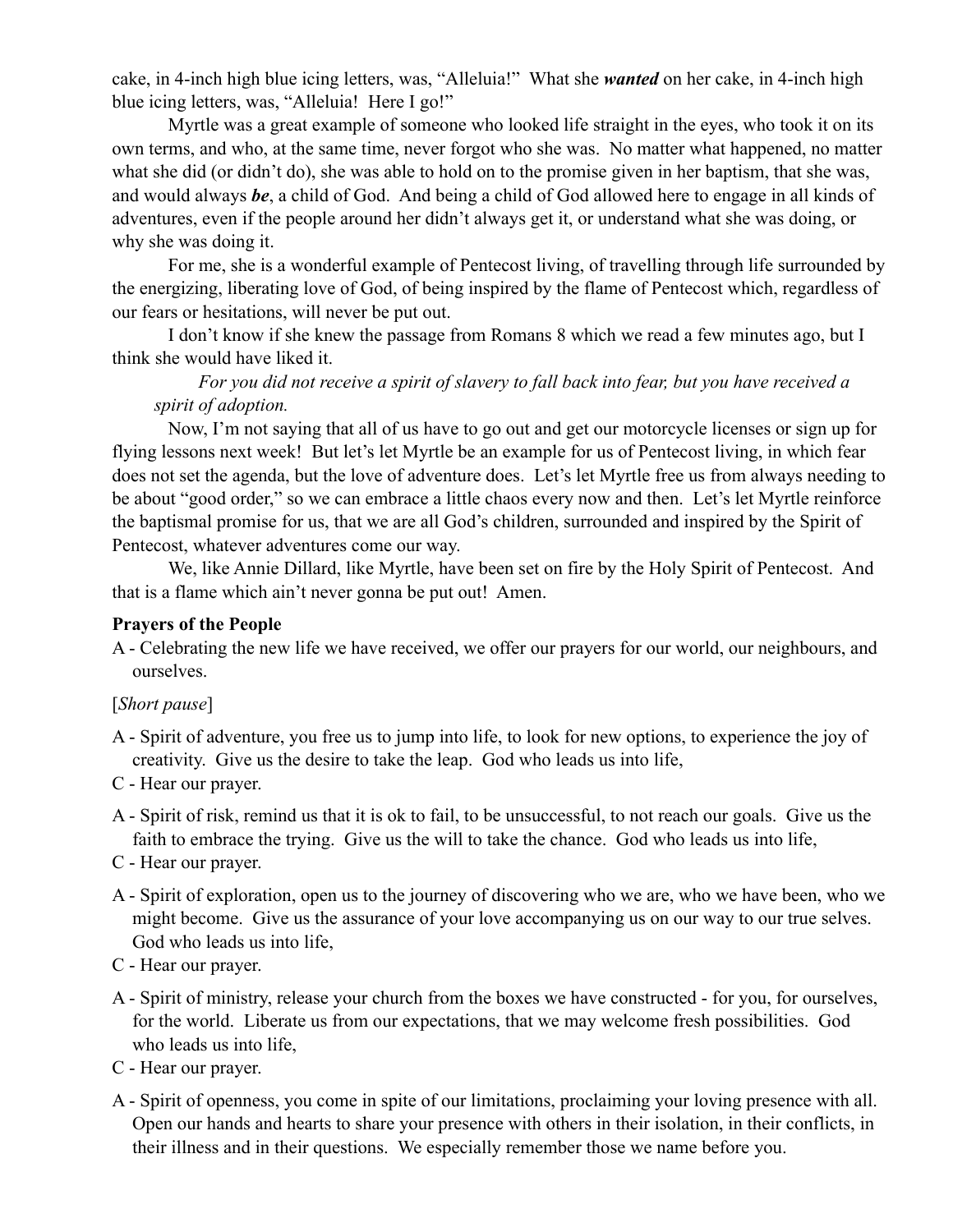cake, in 4-inch high blue icing letters, was, "Alleluia!" What she ***wanted*** on her cake, in 4-inch high blue icing letters, was, "Alleluia! Here I go!"

Myrtle was a great example of someone who looked life straight in the eyes, who took it on its own terms, and who, at the same time, never forgot who she was. No matter what happened, no matter what she did (or didn't do), she was able to hold on to the promise given in her baptism, that she was, and would always ***be***, a child of God. And being a child of God allowed here to engage in all kinds of adventures, even if the people around her didn't always get it, or understand what she was doing, or why she was doing it.

For me, she is a wonderful example of Pentecost living, of travelling through life surrounded by the energizing, liberating love of God, of being inspired by the flame of Pentecost which, regardless of our fears or hesitations, will never be put out.

I don't know if she knew the passage from Romans 8 which we read a few minutes ago, but I think she would have liked it.

> *For you did not receive a spirit of slavery to fall back into fear, but you have received a spirit of adoption.*

Now, I'm not saying that all of us have to go out and get our motorcycle licenses or sign up for flying lessons next week! But let's let Myrtle be an example for us of Pentecost living, in which fear does not set the agenda, but the love of adventure does. Let's let Myrtle free us from always needing to be about "good order," so we can embrace a little chaos every now and then. Let's let Myrtle reinforce the baptismal promise for us, that we are all God's children, surrounded and inspired by the Spirit of Pentecost, whatever adventures come our way.

We, like Annie Dillard, like Myrtle, have been set on fire by the Holy Spirit of Pentecost. And that is a flame which ain't never gonna be put out! Amen.

**Prayers of the People**

A - Celebrating the new life we have received, we offer our prayers for our world, our neighbours, and ourselves.

[*Short pause*]

A - Spirit of adventure, you free us to jump into life, to look for new options, to experience the joy of creativity. Give us the desire to take the leap. God who leads us into life,

C - Hear our prayer.

A - Spirit of risk, remind us that it is ok to fail, to be unsuccessful, to not reach our goals. Give us the faith to embrace the trying. Give us the will to take the chance. God who leads us into life,

C - Hear our prayer.

A - Spirit of exploration, open us to the journey of discovering who we are, who we have been, who we might become. Give us the assurance of your love accompanying us on our way to our true selves. God who leads us into life,

C - Hear our prayer.

A - Spirit of ministry, release your church from the boxes we have constructed - for you, for ourselves, for the world. Liberate us from our expectations, that we may welcome fresh possibilities. God who leads us into life,

C - Hear our prayer.

A - Spirit of openness, you come in spite of our limitations, proclaiming your loving presence with all. Open our hands and hearts to share your presence with others in their isolation, in their conflicts, in their illness and in their questions. We especially remember those we name before you.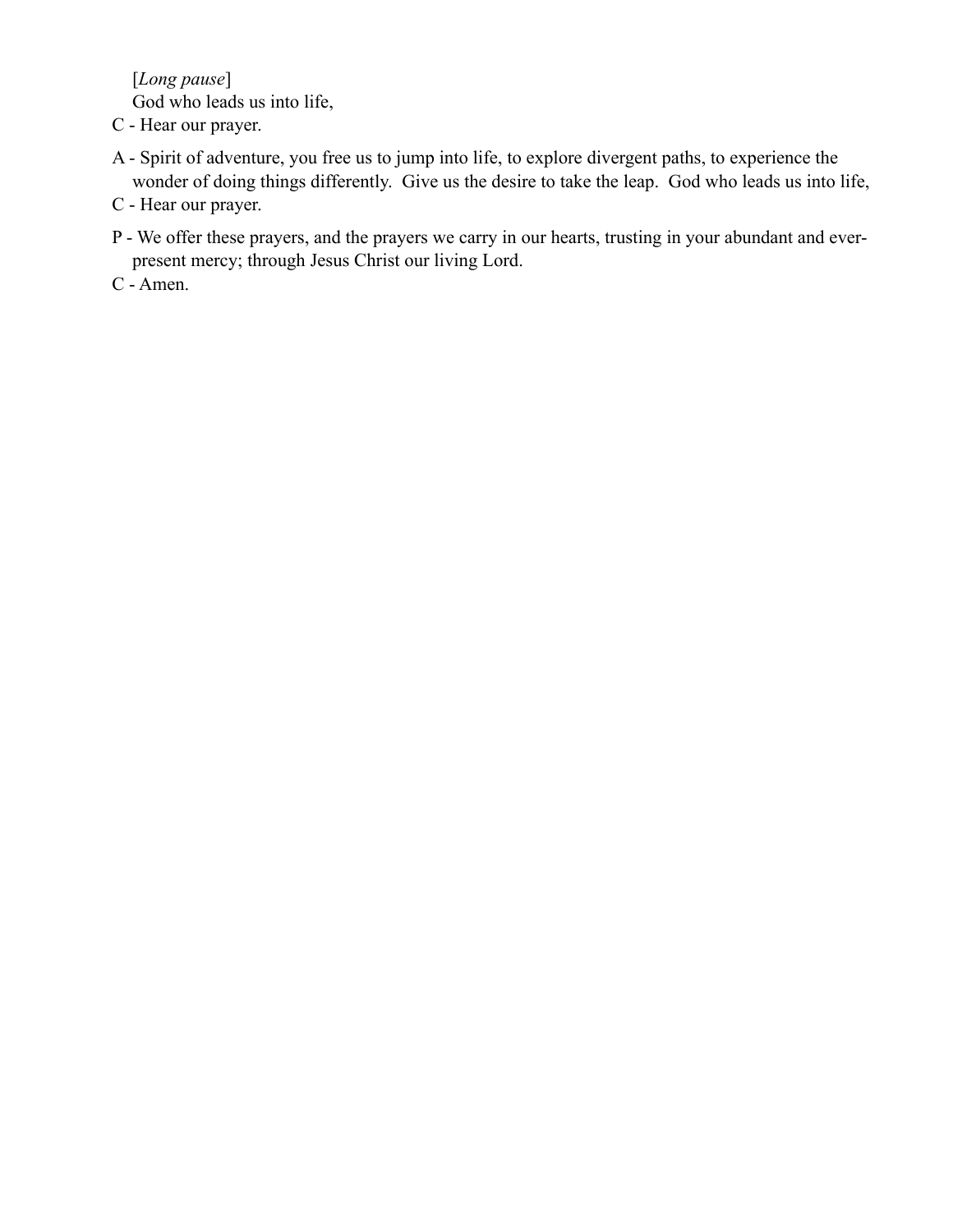[*Long pause*]
God who leads us into life,

C - Hear our prayer.

A - Spirit of adventure, you free us to jump into life, to explore divergent paths, to experience the wonder of doing things differently. Give us the desire to take the leap. God who leads us into life,

C - Hear our prayer.

P - We offer these prayers, and the prayers we carry in our hearts, trusting in your abundant and ever-present mercy; through Jesus Christ our living Lord.

C - Amen.